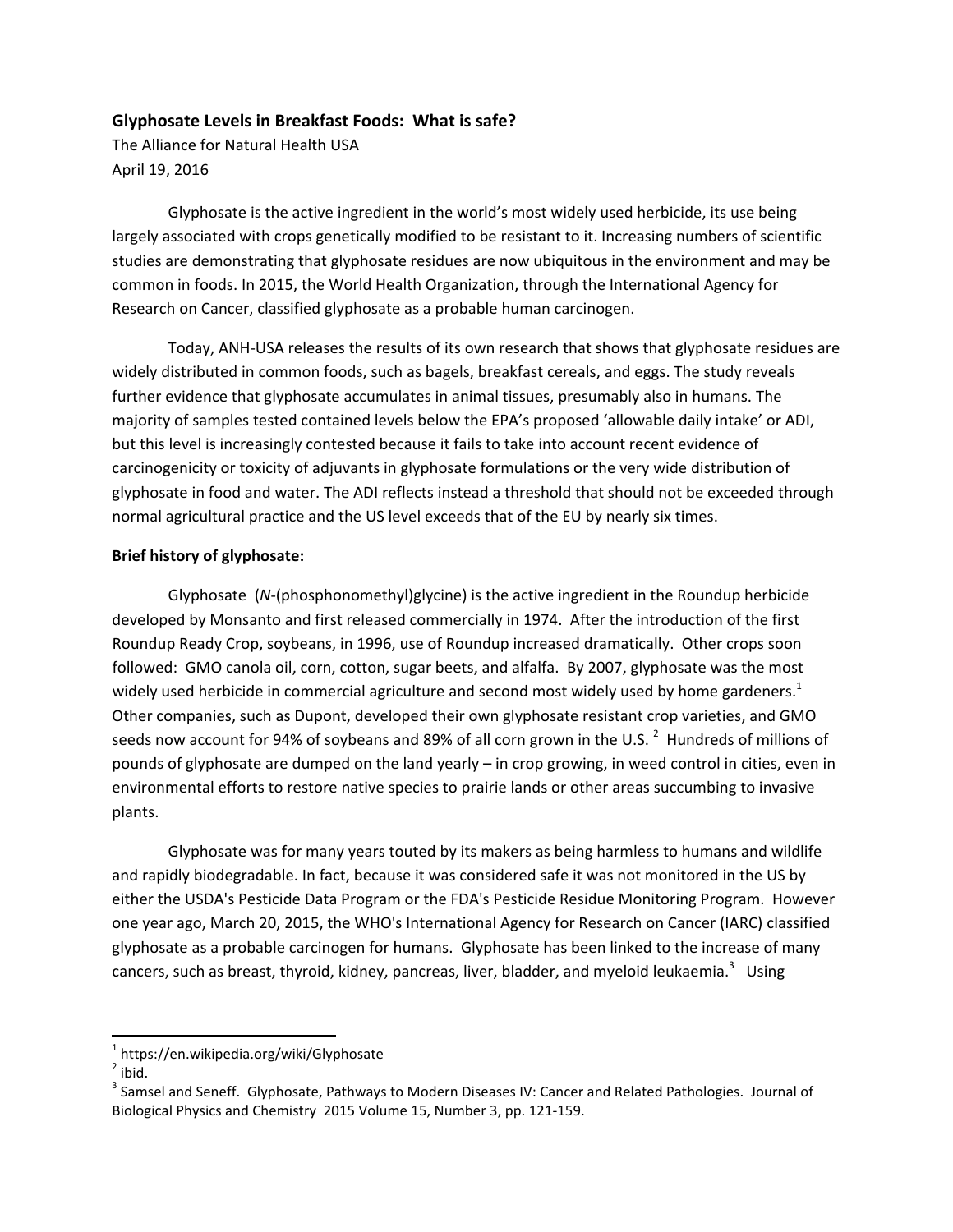## Glyphosate Levels in Breakfast Foods: What is safe?

The Alliance for Natural Health USA
April 19, 2016

Glyphosate is the active ingredient in the world's most widely used herbicide, its use being largely associated with crops genetically modified to be resistant to it. Increasing numbers of scientific studies are demonstrating that glyphosate residues are now ubiquitous in the environment and may be common in foods. In 2015, the World Health Organization, through the International Agency for Research on Cancer, classified glyphosate as a probable human carcinogen.

Today, ANH-USA releases the results of its own research that shows that glyphosate residues are widely distributed in common foods, such as bagels, breakfast cereals, and eggs. The study reveals further evidence that glyphosate accumulates in animal tissues, presumably also in humans. The majority of samples tested contained levels below the EPA's proposed 'allowable daily intake' or ADI, but this level is increasingly contested because it fails to take into account recent evidence of carcinogenicity or toxicity of adjuvants in glyphosate formulations or the very wide distribution of glyphosate in food and water. The ADI reflects instead a threshold that should not be exceeded through normal agricultural practice and the US level exceeds that of the EU by nearly six times.

**Brief history of glyphosate:**

Glyphosate (*N*-(phosphonomethyl)glycine) is the active ingredient in the Roundup herbicide developed by Monsanto and first released commercially in 1974. After the introduction of the first Roundup Ready Crop, soybeans, in 1996, use of Roundup increased dramatically. Other crops soon followed: GMO canola oil, corn, cotton, sugar beets, and alfalfa. By 2007, glyphosate was the most widely used herbicide in commercial agriculture and second most widely used by home gardeners.[1] Other companies, such as Dupont, developed their own glyphosate resistant crop varieties, and GMO seeds now account for 94% of soybeans and 89% of all corn grown in the U.S.[2] Hundreds of millions of pounds of glyphosate are dumped on the land yearly – in crop growing, in weed control in cities, even in environmental efforts to restore native species to prairie lands or other areas succumbing to invasive plants.

Glyphosate was for many years touted by its makers as being harmless to humans and wildlife and rapidly biodegradable. In fact, because it was considered safe it was not monitored in the US by either the USDA's Pesticide Data Program or the FDA's Pesticide Residue Monitoring Program. However one year ago, March 20, 2015, the WHO's International Agency for Research on Cancer (IARC) classified glyphosate as a probable carcinogen for humans. Glyphosate has been linked to the increase of many cancers, such as breast, thyroid, kidney, pancreas, liver, bladder, and myeloid leukaemia.[3] Using

---

[1] https://en.wikipedia.org/wiki/Glyphosate

[2] ibid.

[3] Samsel and Seneff. Glyphosate, Pathways to Modern Diseases IV: Cancer and Related Pathologies. Journal of Biological Physics and Chemistry 2015 Volume 15, Number 3, pp. 121-159.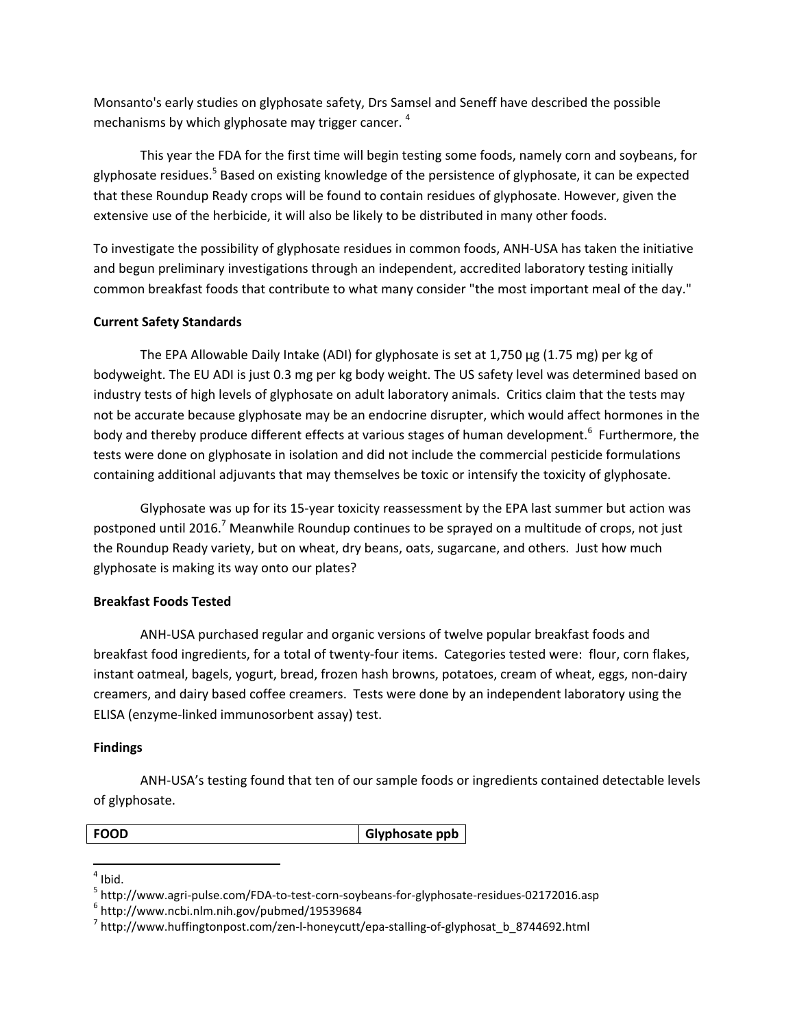Monsanto's early studies on glyphosate safety, Drs Samsel and Seneff have described the possible mechanisms by which glyphosate may trigger cancer. [4]

This year the FDA for the first time will begin testing some foods, namely corn and soybeans, for glyphosate residues.[5] Based on existing knowledge of the persistence of glyphosate, it can be expected that these Roundup Ready crops will be found to contain residues of glyphosate. However, given the extensive use of the herbicide, it will also be likely to be distributed in many other foods.

To investigate the possibility of glyphosate residues in common foods, ANH-USA has taken the initiative and begun preliminary investigations through an independent, accredited laboratory testing initially common breakfast foods that contribute to what many consider "the most important meal of the day."

**Current Safety Standards**

The EPA Allowable Daily Intake (ADI) for glyphosate is set at 1,750 µg (1.75 mg) per kg of bodyweight. The EU ADI is just 0.3 mg per kg body weight. The US safety level was determined based on industry tests of high levels of glyphosate on adult laboratory animals. Critics claim that the tests may not be accurate because glyphosate may be an endocrine disrupter, which would affect hormones in the body and thereby produce different effects at various stages of human development.[6] Furthermore, the tests were done on glyphosate in isolation and did not include the commercial pesticide formulations containing additional adjuvants that may themselves be toxic or intensify the toxicity of glyphosate.

Glyphosate was up for its 15-year toxicity reassessment by the EPA last summer but action was postponed until 2016.[7] Meanwhile Roundup continues to be sprayed on a multitude of crops, not just the Roundup Ready variety, but on wheat, dry beans, oats, sugarcane, and others. Just how much glyphosate is making its way onto our plates?

**Breakfast Foods Tested**

ANH-USA purchased regular and organic versions of twelve popular breakfast foods and breakfast food ingredients, for a total of twenty-four items. Categories tested were: flour, corn flakes, instant oatmeal, bagels, yogurt, bread, frozen hash browns, potatoes, cream of wheat, eggs, non-dairy creamers, and dairy based coffee creamers. Tests were done by an independent laboratory using the ELISA (enzyme-linked immunosorbent assay) test.

**Findings**

ANH-USA's testing found that ten of our sample foods or ingredients contained detectable levels of glyphosate.

| FOOD | Glyphosate ppb |
|---|---|

[4] Ibid.
[5] http://www.agri-pulse.com/FDA-to-test-corn-soybeans-for-glyphosate-residues-02172016.asp
[6] http://www.ncbi.nlm.nih.gov/pubmed/19539684
[7] http://www.huffingtonpost.com/zen-l-honeycutt/epa-stalling-of-glyphosat_b_8744692.html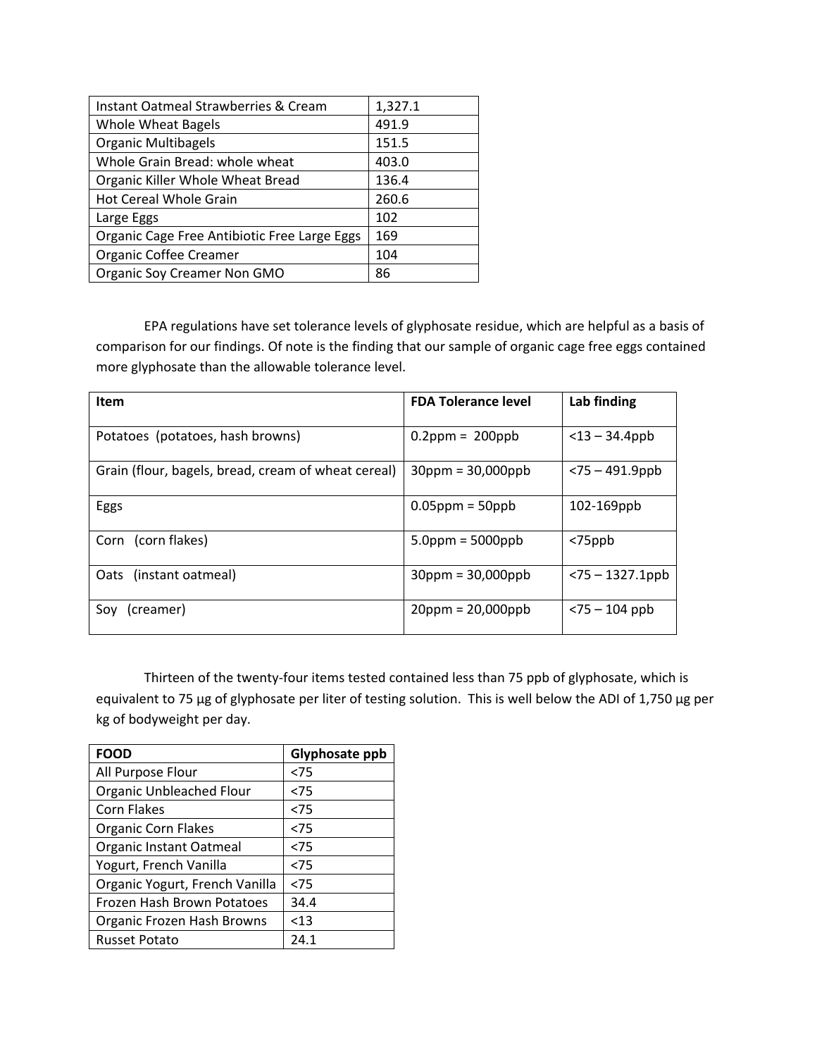| Instant Oatmeal Strawberries & Cream | 1,327.1 |
| --- | --- |
| Whole Wheat Bagels | 491.9 |
| Organic Multibagels | 151.5 |
| Whole Grain Bread: whole wheat | 403.0 |
| Organic Killer Whole Wheat Bread | 136.4 |
| Hot Cereal Whole Grain | 260.6 |
| Large Eggs | 102 |
| Organic Cage Free Antibiotic Free Large Eggs | 169 |
| Organic Coffee Creamer | 104 |
| Organic Soy Creamer Non GMO | 86 |

EPA regulations have set tolerance levels of glyphosate residue, which are helpful as a basis of comparison for our findings. Of note is the finding that our sample of organic cage free eggs contained more glyphosate than the allowable tolerance level.

| Item | FDA Tolerance level | Lab finding |
| --- | --- | --- |
| Potatoes (potatoes, hash browns) | 0.2ppm = 200ppb | <13 – 34.4ppb |
| Grain (flour, bagels, bread, cream of wheat cereal) | 30ppm = 30,000ppb | <75 – 491.9ppb |
| Eggs | 0.05ppm = 50ppb | 102-169ppb |
| Corn (corn flakes) | 5.0ppm = 5000ppb | <75ppb |
| Oats (instant oatmeal) | 30ppm = 30,000ppb | <75 – 1327.1ppb |
| Soy (creamer) | 20ppm = 20,000ppb | <75 – 104 ppb |

Thirteen of the twenty-four items tested contained less than 75 ppb of glyphosate, which is equivalent to 75 µg of glyphosate per liter of testing solution. This is well below the ADI of 1,750 µg per kg of bodyweight per day.

| FOOD | Glyphosate ppb |
| --- | --- |
| All Purpose Flour | <75 |
| Organic Unbleached Flour | <75 |
| Corn Flakes | <75 |
| Organic Corn Flakes | <75 |
| Organic Instant Oatmeal | <75 |
| Yogurt, French Vanilla | <75 |
| Organic Yogurt, French Vanilla | <75 |
| Frozen Hash Brown Potatoes | 34.4 |
| Organic Frozen Hash Browns | <13 |
| Russet Potato | 24.1 |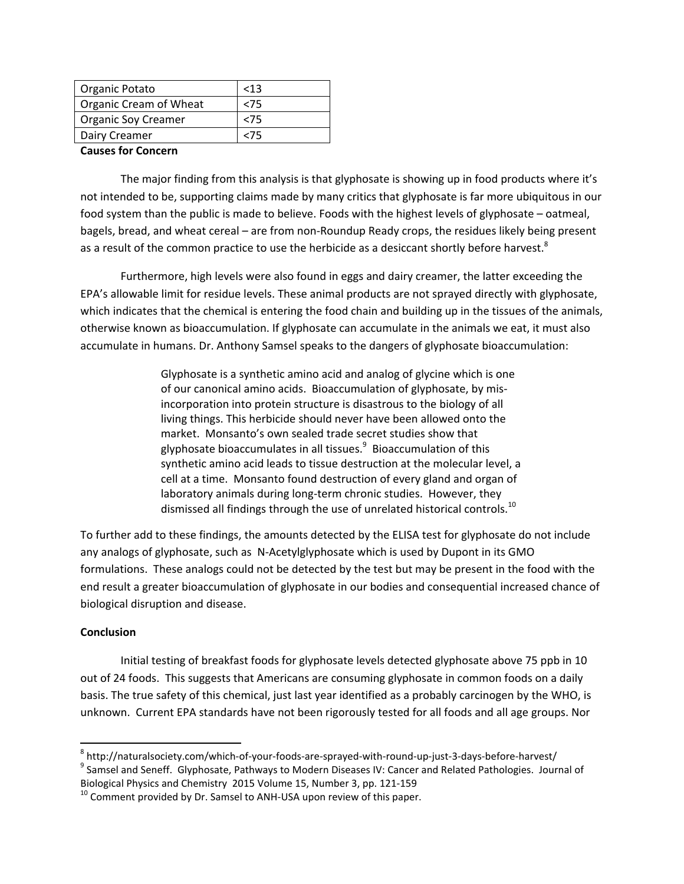| Organic Potato | <13 |
|---|---|
| Organic Cream of Wheat | <75 |
| Organic Soy Creamer | <75 |
| Dairy Creamer | <75 |

**Causes for Concern**

The major finding from this analysis is that glyphosate is showing up in food products where it's not intended to be, supporting claims made by many critics that glyphosate is far more ubiquitous in our food system than the public is made to believe. Foods with the highest levels of glyphosate – oatmeal, bagels, bread, and wheat cereal – are from non-Roundup Ready crops, the residues likely being present as a result of the common practice to use the herbicide as a desiccant shortly before harvest.[8]

Furthermore, high levels were also found in eggs and dairy creamer, the latter exceeding the EPA's allowable limit for residue levels. These animal products are not sprayed directly with glyphosate, which indicates that the chemical is entering the food chain and building up in the tissues of the animals, otherwise known as bioaccumulation. If glyphosate can accumulate in the animals we eat, it must also accumulate in humans. Dr. Anthony Samsel speaks to the dangers of glyphosate bioaccumulation:

> Glyphosate is a synthetic amino acid and analog of glycine which is one of our canonical amino acids. Bioaccumulation of glyphosate, by mis-incorporation into protein structure is disastrous to the biology of all living things. This herbicide should never have been allowed onto the market. Monsanto's own sealed trade secret studies show that glyphosate bioaccumulates in all tissues.[9] Bioaccumulation of this synthetic amino acid leads to tissue destruction at the molecular level, a cell at a time. Monsanto found destruction of every gland and organ of laboratory animals during long-term chronic studies. However, they dismissed all findings through the use of unrelated historical controls.[10]

To further add to these findings, the amounts detected by the ELISA test for glyphosate do not include any analogs of glyphosate, such as N-Acetylglyphosate which is used by Dupont in its GMO formulations. These analogs could not be detected by the test but may be present in the food with the end result a greater bioaccumulation of glyphosate in our bodies and consequential increased chance of biological disruption and disease.

**Conclusion**

Initial testing of breakfast foods for glyphosate levels detected glyphosate above 75 ppb in 10 out of 24 foods. This suggests that Americans are consuming glyphosate in common foods on a daily basis. The true safety of this chemical, just last year identified as a probably carcinogen by the WHO, is unknown. Current EPA standards have not been rigorously tested for all foods and all age groups. Nor

---

[8] http://naturalsociety.com/which-of-your-foods-are-sprayed-with-round-up-just-3-days-before-harvest/

[9] Samsel and Seneff. Glyphosate, Pathways to Modern Diseases IV: Cancer and Related Pathologies. Journal of Biological Physics and Chemistry 2015 Volume 15, Number 3, pp. 121-159

[10] Comment provided by Dr. Samsel to ANH-USA upon review of this paper.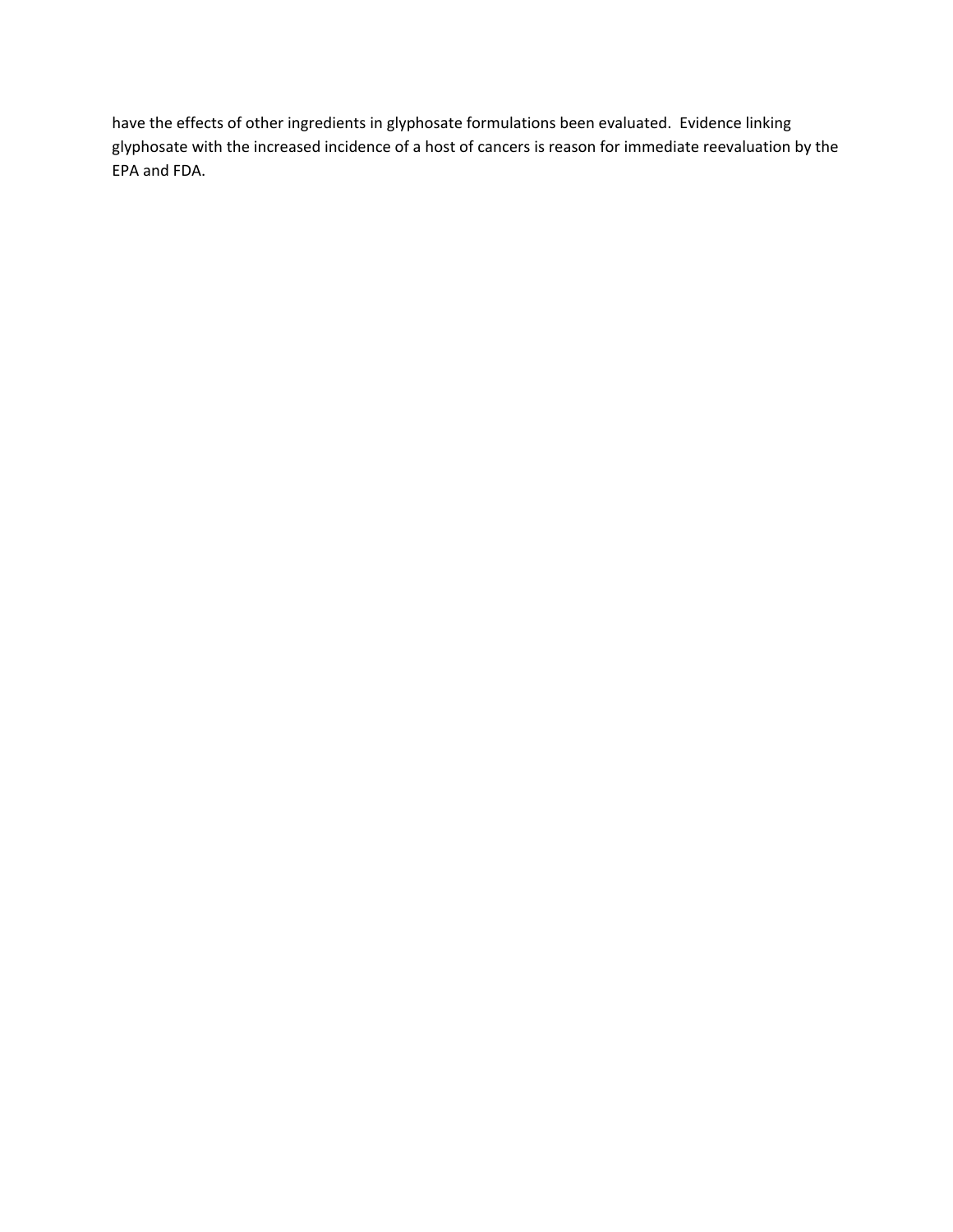have the effects of other ingredients in glyphosate formulations been evaluated. Evidence linking glyphosate with the increased incidence of a host of cancers is reason for immediate reevaluation by the EPA and FDA.